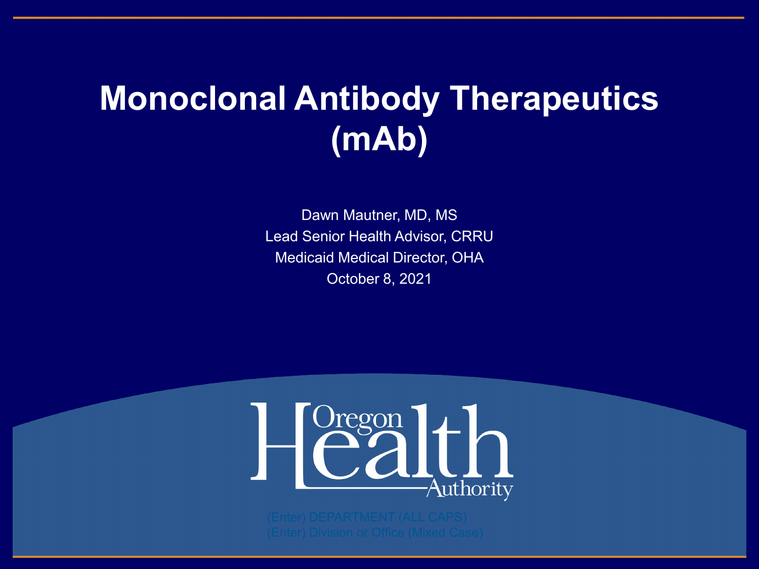# Monoclonal Antibody Therapeutics (mAb)

Dawn Mautner, MD, MS

Lead Senior Health Advisor, CRRU

Medicaid Medical Director, OHA

October 8, 2021

Oregon Health Authority

(Enter) DEPARTMENT (ALL CAPS)

(Enter) Division or Office (Mixed Case)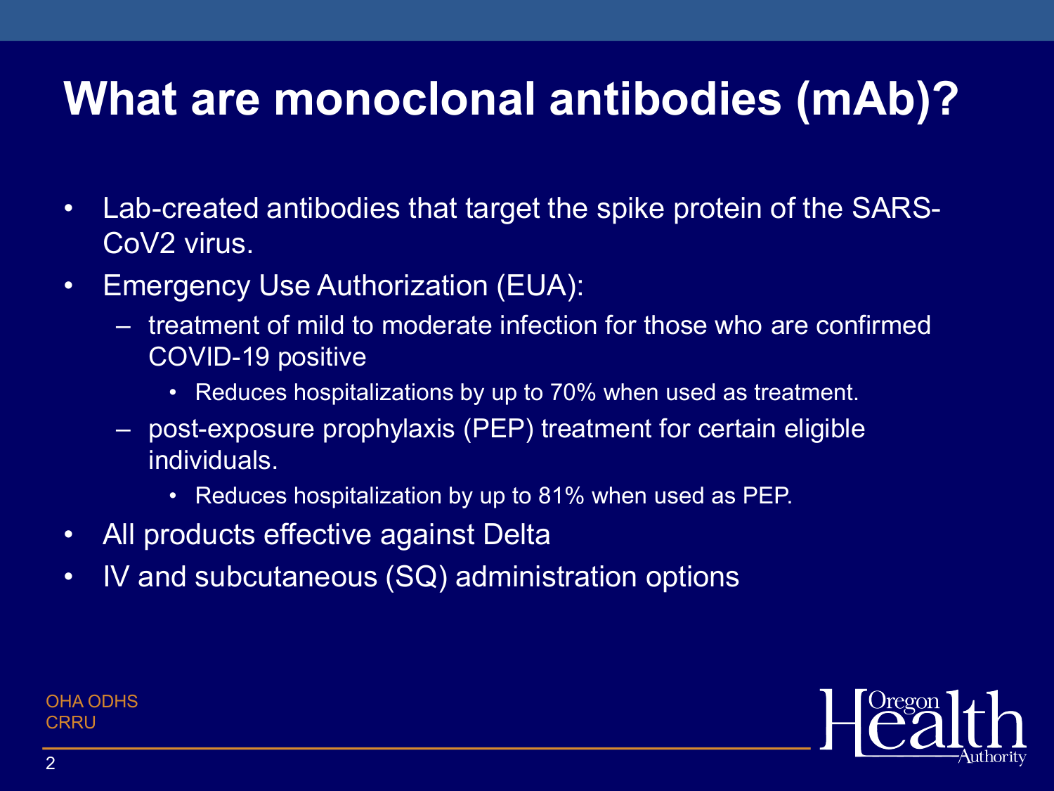# What are monoclonal antibodies (mAb)?

- Lab-created antibodies that target the spike protein of the SARS-CoV2 virus.
- Emergency Use Authorization (EUA):
  - treatment of mild to moderate infection for those who are confirmed COVID-19 positive
    - Reduces hospitalizations by up to 70% when used as treatment.
  - post-exposure prophylaxis (PEP) treatment for certain eligible individuals.
    - Reduces hospitalization by up to 81% when used as PEP.
- All products effective against Delta
- IV and subcutaneous (SQ) administration options

OHA ODHS CRRU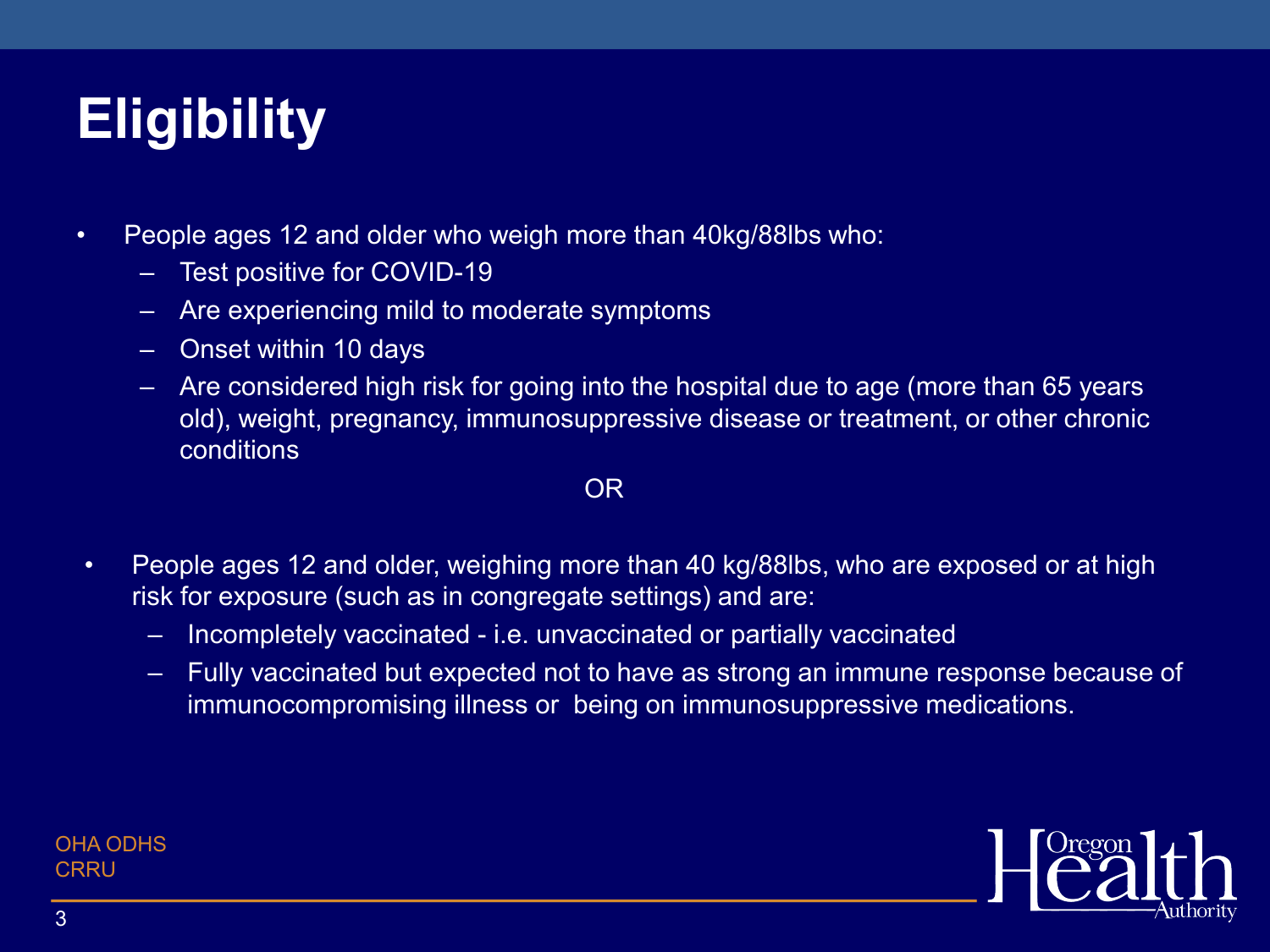# Eligibility

- People ages 12 and older who weigh more than 40kg/88lbs who:
  - Test positive for COVID-19
  - Are experiencing mild to moderate symptoms
  - Onset within 10 days
  - Are considered high risk for going into the hospital due to age (more than 65 years old), weight, pregnancy, immunosuppressive disease or treatment, or other chronic conditions

OR

- People ages 12 and older, weighing more than 40 kg/88lbs, who are exposed or at high risk for exposure (such as in congregate settings) and are:
  - Incompletely vaccinated - i.e. unvaccinated or partially vaccinated
  - Fully vaccinated but expected not to have as strong an immune response because of immunocompromising illness or being on immunosuppressive medications.

OHA ODHS
CRRU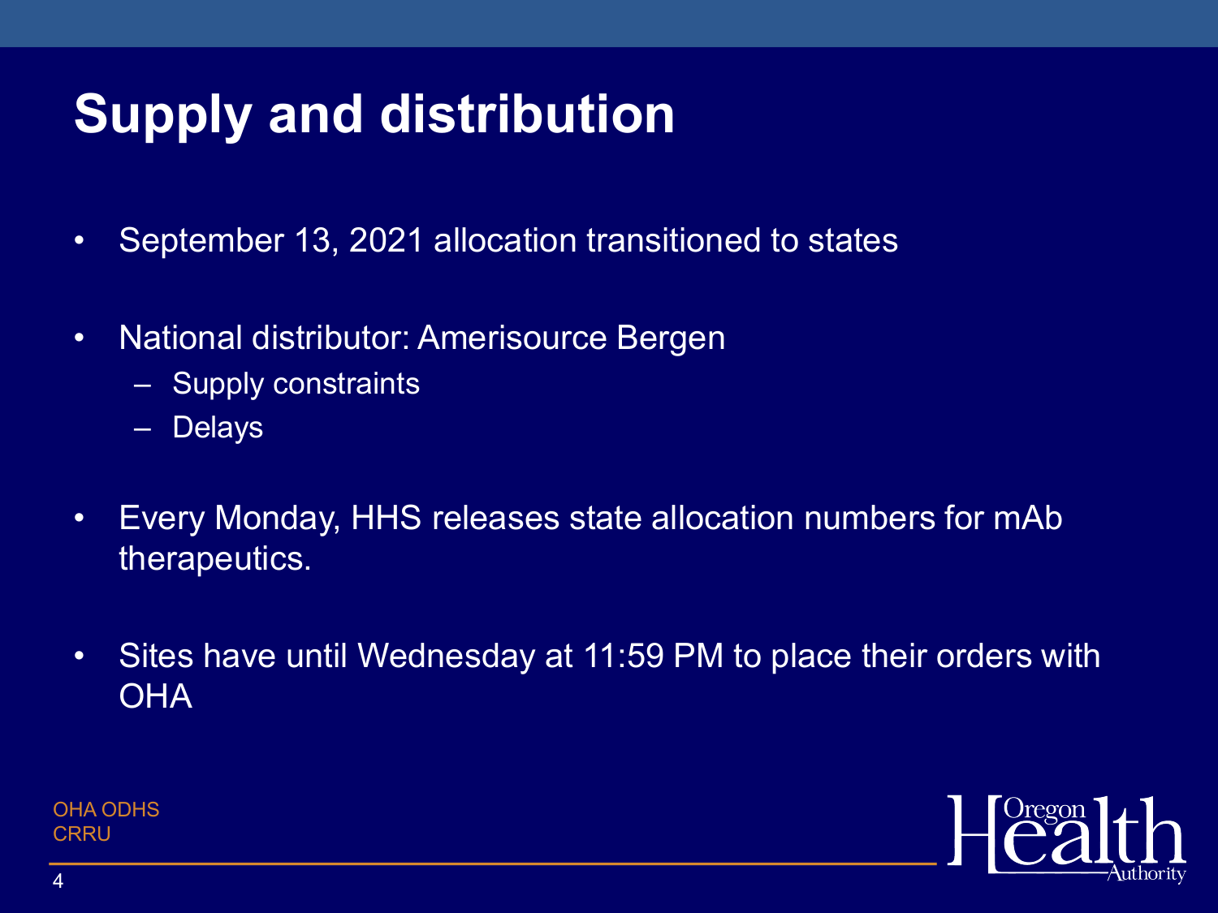# Supply and distribution

- September 13, 2021 allocation transitioned to states
- National distributor: Amerisource Bergen
  - Supply constraints
  - Delays
- Every Monday, HHS releases state allocation numbers for mAb therapeutics.
- Sites have until Wednesday at 11:59 PM to place their orders with OHA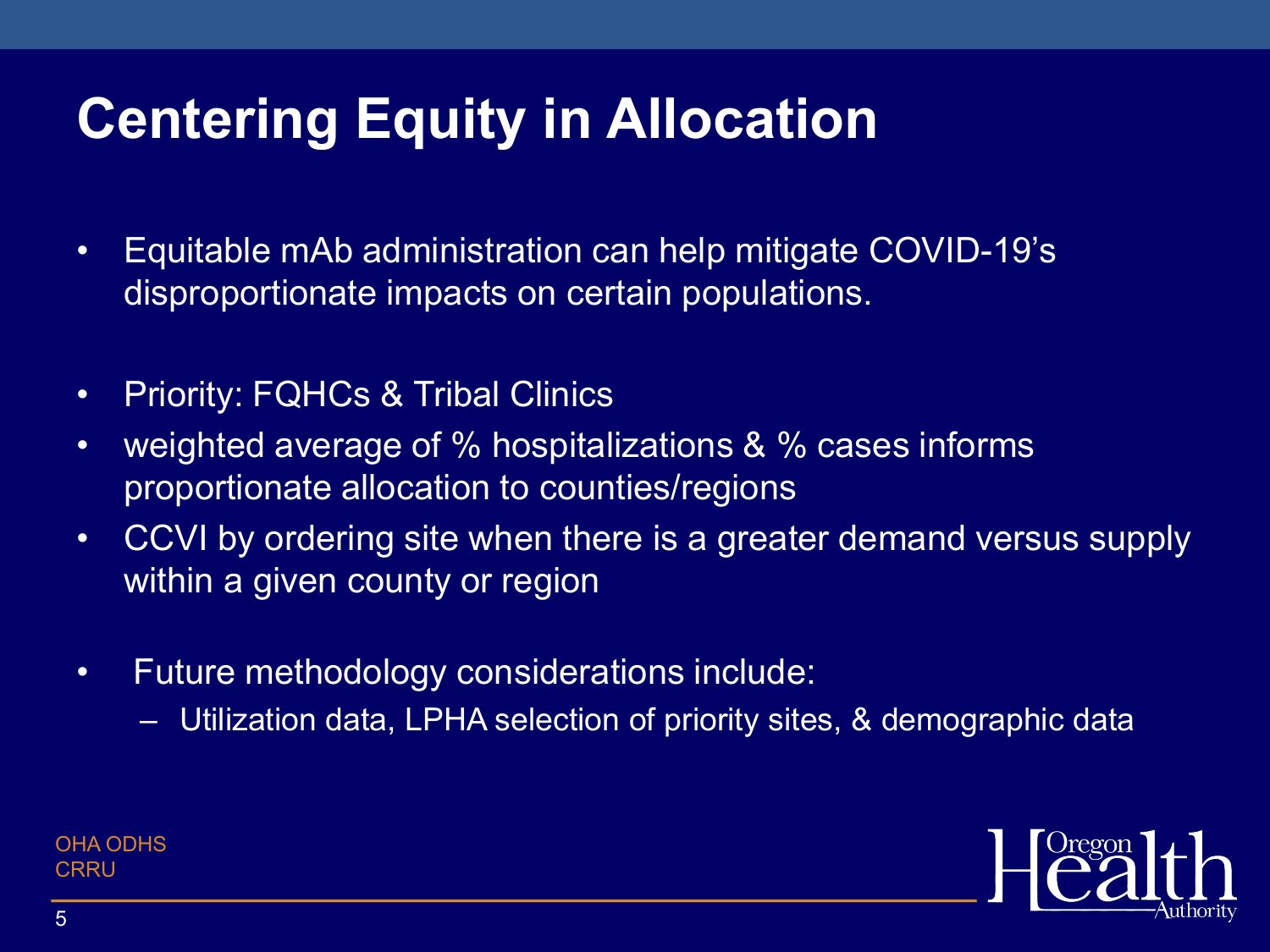# Centering Equity in Allocation

- Equitable mAb administration can help mitigate COVID-19's disproportionate impacts on certain populations.

- Priority: FQHCs & Tribal Clinics
- weighted average of % hospitalizations & % cases informs proportionate allocation to counties/regions
- CCVI by ordering site when there is a greater demand versus supply within a given county or region

- Future methodology considerations include:
  - Utilization data, LPHA selection of priority sites, & demographic data

OHA ODHS
CRRU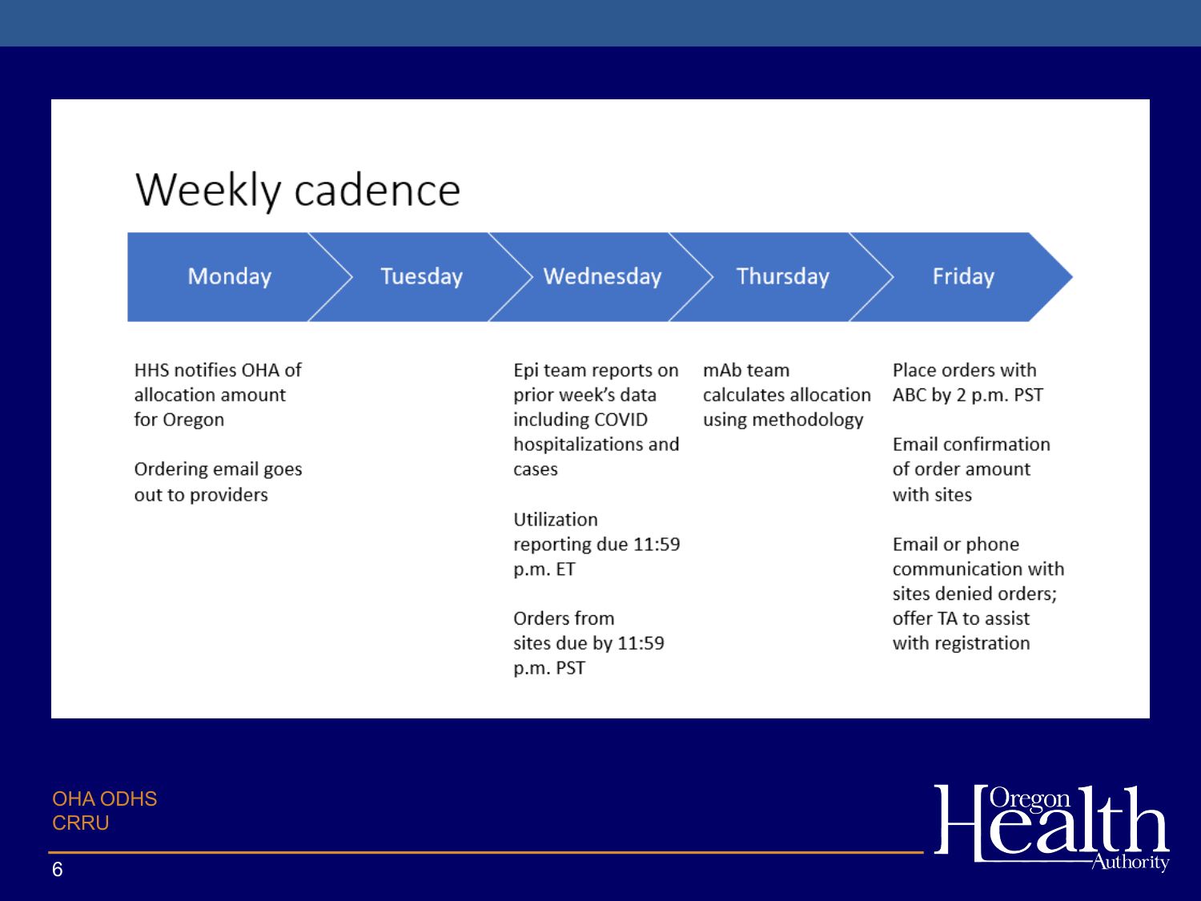# Weekly cadence

| Monday | Tuesday | Wednesday | Thursday | Friday |
| --- | --- | --- | --- | --- |
| HHS notifies OHA of allocation amount for Oregon<br><br>Ordering email goes out to providers | | Epi team reports on prior week's data including COVID hospitalizations and cases<br><br>Utilization reporting due 11:59 p.m. ET<br><br>Orders from sites due by 11:59 p.m. PST | mAb team calculates allocation using methodology | Place orders with ABC by 2 p.m. PST<br><br>Email confirmation of order amount with sites<br><br>Email or phone communication with sites denied orders; offer TA to assist with registration |

OHA ODHS
CRRU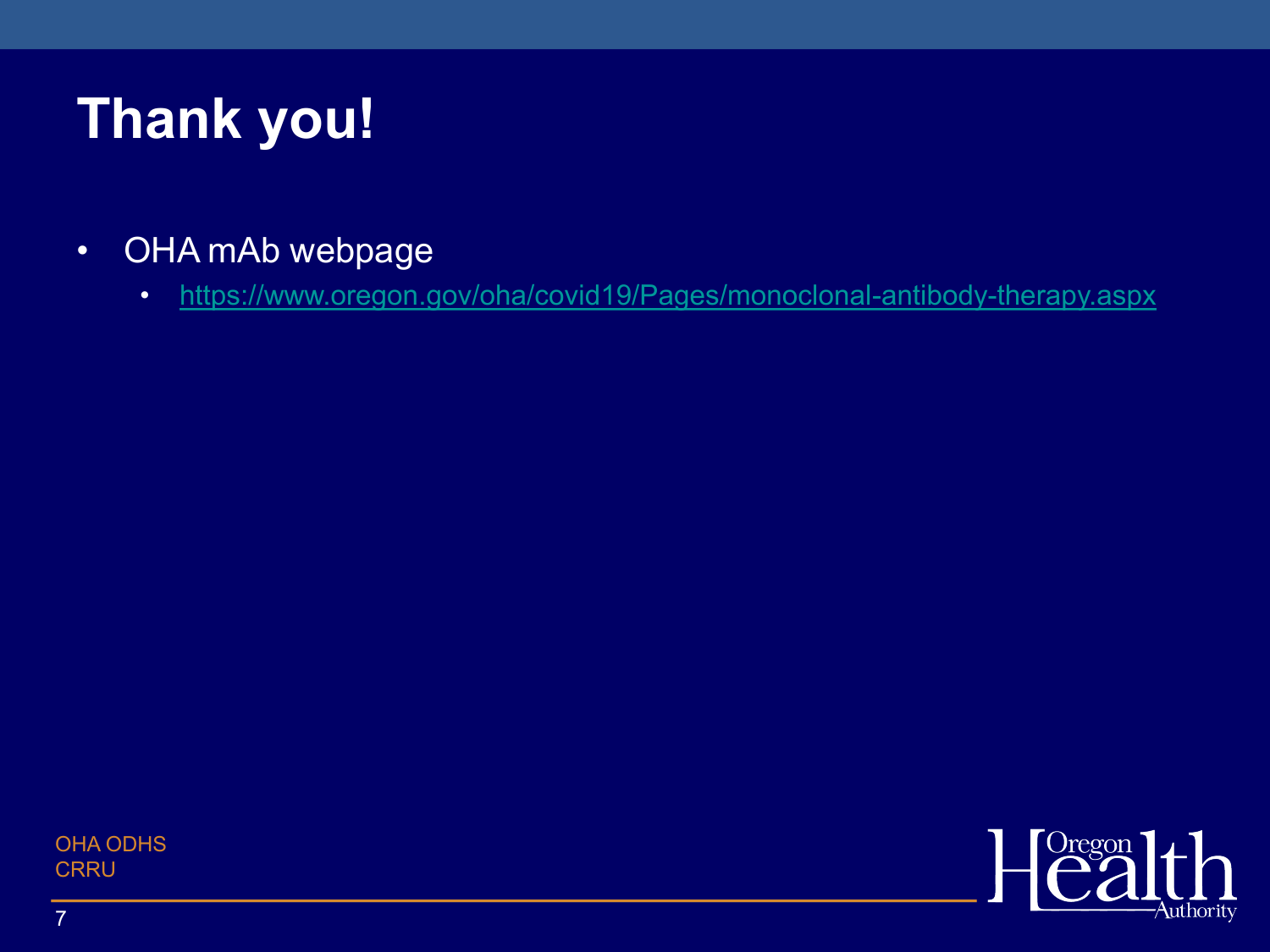# Thank you!

- OHA mAb webpage
  - https://www.oregon.gov/oha/covid19/Pages/monoclonal-antibody-therapy.aspx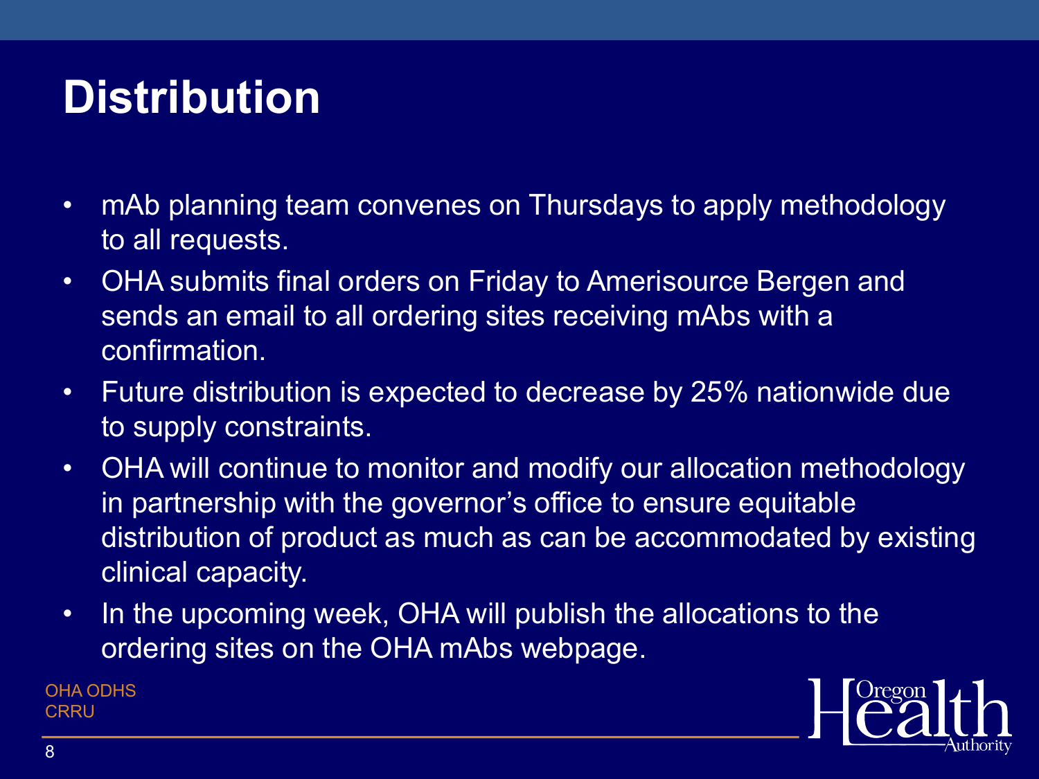# Distribution

- mAb planning team convenes on Thursdays to apply methodology to all requests.
- OHA submits final orders on Friday to Amerisource Bergen and sends an email to all ordering sites receiving mAbs with a confirmation.
- Future distribution is expected to decrease by 25% nationwide due to supply constraints.
- OHA will continue to monitor and modify our allocation methodology in partnership with the governor's office to ensure equitable distribution of product as much as can be accommodated by existing clinical capacity.
- In the upcoming week, OHA will publish the allocations to the ordering sites on the OHA mAbs webpage.